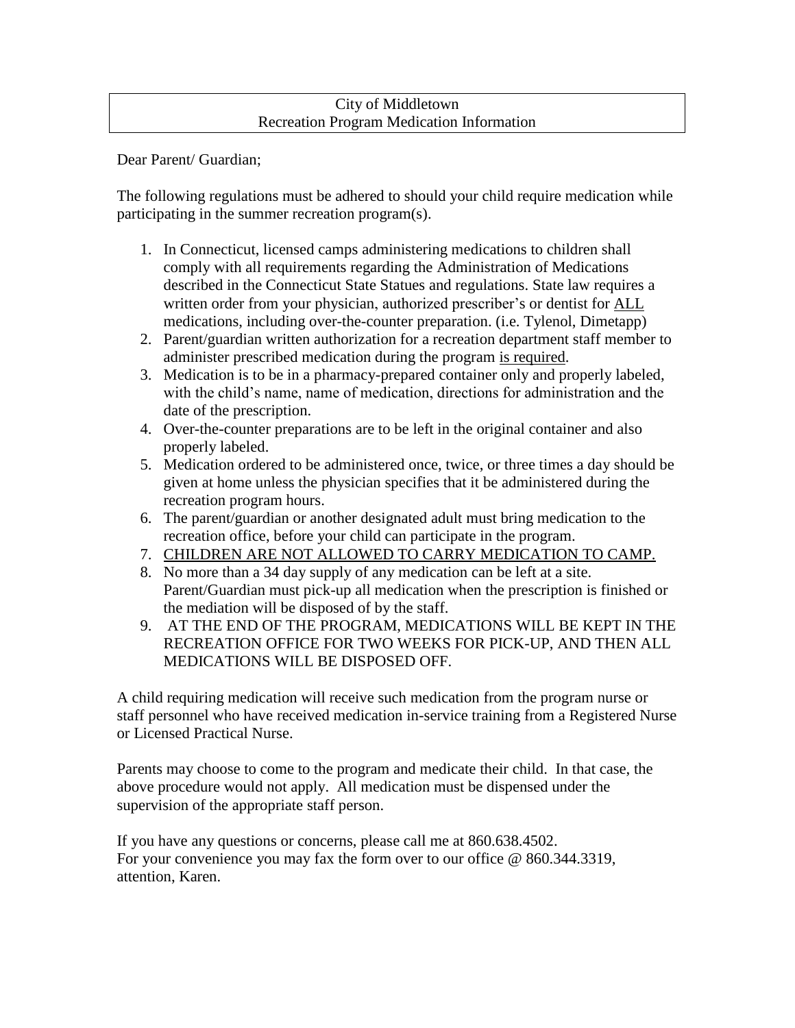City of Middletown
Recreation Program Medication Information

Dear Parent/ Guardian;

The following regulations must be adhered to should your child require medication while participating in the summer recreation program(s).

1. In Connecticut, licensed camps administering medications to children shall comply with all requirements regarding the Administration of Medications described in the Connecticut State Statues and regulations. State law requires a written order from your physician, authorized prescriber's or dentist for ALL medications, including over-the-counter preparation. (i.e. Tylenol, Dimetapp)
2. Parent/guardian written authorization for a recreation department staff member to administer prescribed medication during the program is required.
3. Medication is to be in a pharmacy-prepared container only and properly labeled, with the child's name, name of medication, directions for administration and the date of the prescription.
4. Over-the-counter preparations are to be left in the original container and also properly labeled.
5. Medication ordered to be administered once, twice, or three times a day should be given at home unless the physician specifies that it be administered during the recreation program hours.
6. The parent/guardian or another designated adult must bring medication to the recreation office, before your child can participate in the program.
7. CHILDREN ARE NOT ALLOWED TO CARRY MEDICATION TO CAMP.
8. No more than a 34 day supply of any medication can be left at a site. Parent/Guardian must pick-up all medication when the prescription is finished or the mediation will be disposed of by the staff.
9. AT THE END OF THE PROGRAM, MEDICATIONS WILL BE KEPT IN THE RECREATION OFFICE FOR TWO WEEKS FOR PICK-UP, AND THEN ALL MEDICATIONS WILL BE DISPOSED OFF.

A child requiring medication will receive such medication from the program nurse or staff personnel who have received medication in-service training from a Registered Nurse or Licensed Practical Nurse.

Parents may choose to come to the program and medicate their child. In that case, the above procedure would not apply. All medication must be dispensed under the supervision of the appropriate staff person.

If you have any questions or concerns, please call me at 860.638.4502.
For your convenience you may fax the form over to our office @ 860.344.3319, attention, Karen.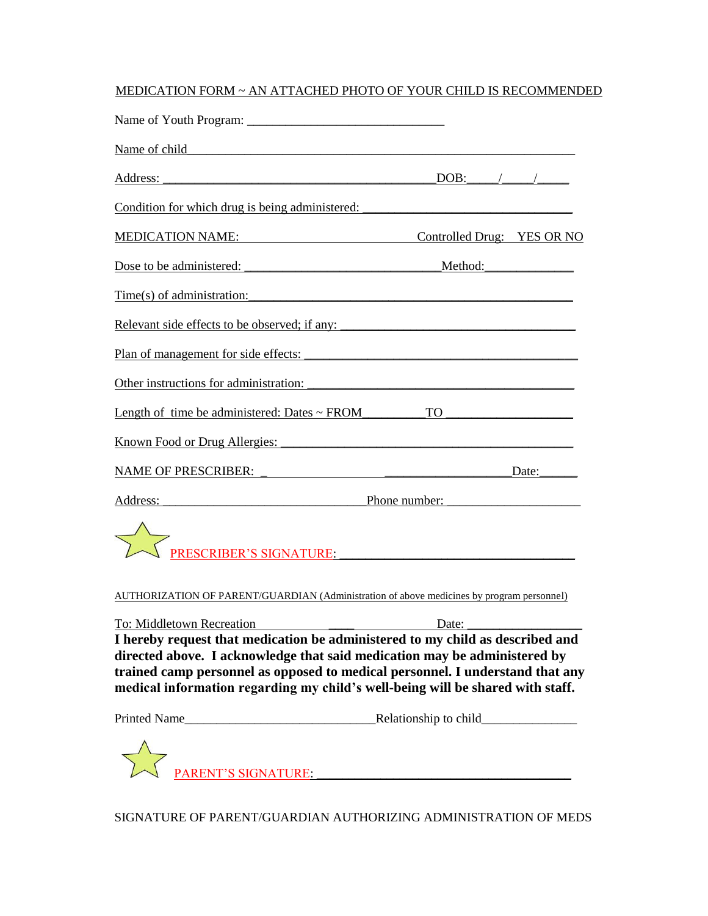MEDICATION FORM ~ AN ATTACHED PHOTO OF YOUR CHILD IS RECOMMENDED

Name of Youth Program: ______________________________

Name of child_____________________________________________________________

Address: ________________________________________DOB:____/____/_____

Condition for which drug is being administered: _______________________________

MEDICATION NAME: ______________________________ Controlled Drug: YES OR NO

Dose to be administered: _____________________________Method:_____________

Time(s) of administration:_________________________________________________

Relevant side effects to be observed; if any: __________________________________

Plan of management for side effects: _________________________________________

Other instructions for administration: _________________________________________

Length of time be administered: Dates ~ FROM_________TO ___________________

Known Food or Drug Allergies: ______________________________________________

NAME OF PRESCRIBER: _ __________________ __________________Date:______

Address: ______________________________Phone number: ____________________

PRESCRIBER'S SIGNATURE: ____________________________________

AUTHORIZATION OF PARENT/GUARDIAN (Administration of above medicines by program personnel)

To: Middletown Recreation ____ Date: _________________

**I hereby request that medication be administered to my child as described and directed above. I acknowledge that said medication may be administered by trained camp personnel as opposed to medical personnel. I understand that any medical information regarding my child's well-being will be shared with staff.**

Printed Name_____________________________Relationship to child______________

PARENT'S SIGNATURE: ______________________________________

SIGNATURE OF PARENT/GUARDIAN AUTHORIZING ADMINISTRATION OF MEDS